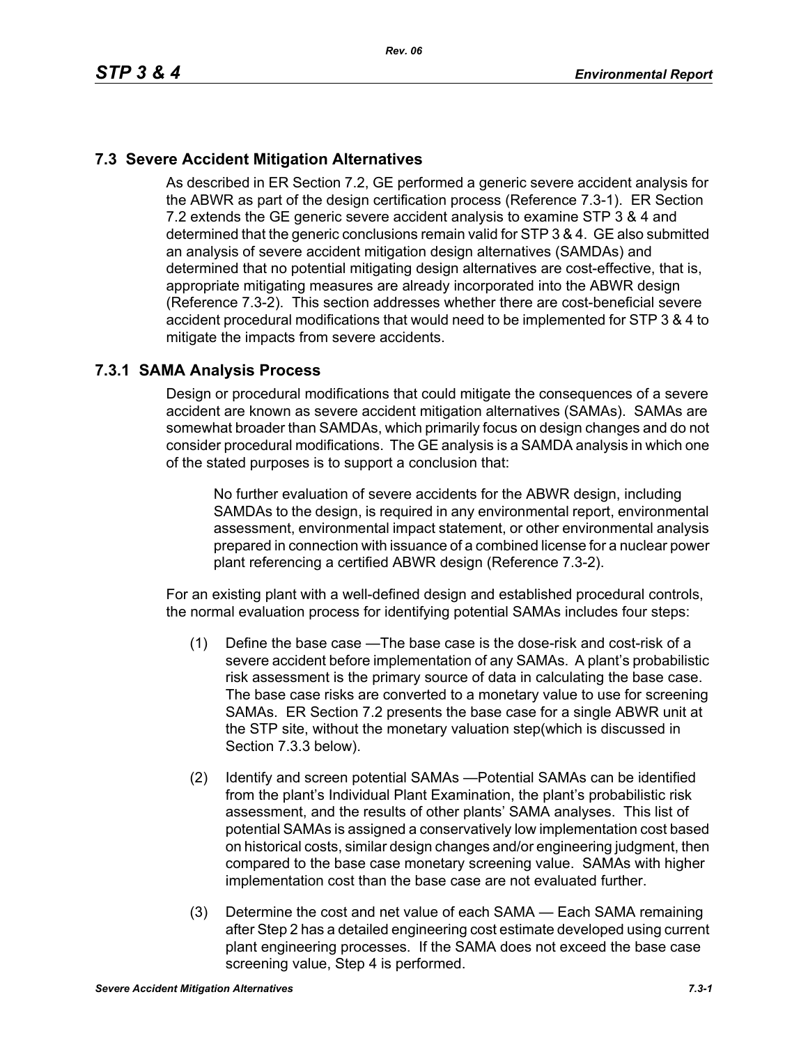## 7.3 Severe Accident Mitigation Alternatives

As described in ER Section 7.2, GE performed a generic severe accident analysis for the ABWR as part of the design certification process (Reference 7.3-1). ER Section 7.2 extends the GE generic severe accident analysis to examine STP 3 & 4 and determined that the generic conclusions remain valid for STP 3 & 4. GE also submitted an analysis of severe accident mitigation design alternatives (SAMDAs) and determined that no potential mitigating design alternatives are cost-effective, that is, appropriate mitigating measures are already incorporated into the ABWR design (Reference 7.3-2). This section addresses whether there are cost-beneficial severe accident procedural modifications that would need to be implemented for STP 3 & 4 to mitigate the impacts from severe accidents.

### 7.3.1 SAMA Analysis Process

Design or procedural modifications that could mitigate the consequences of a severe accident are known as severe accident mitigation alternatives (SAMAs). SAMAs are somewhat broader than SAMDAs, which primarily focus on design changes and do not consider procedural modifications. The GE analysis is a SAMDA analysis in which one of the stated purposes is to support a conclusion that:

> No further evaluation of severe accidents for the ABWR design, including SAMDAs to the design, is required in any environmental report, environmental assessment, environmental impact statement, or other environmental analysis prepared in connection with issuance of a combined license for a nuclear power plant referencing a certified ABWR design (Reference 7.3-2).

For an existing plant with a well-defined design and established procedural controls, the normal evaluation process for identifying potential SAMAs includes four steps:

(1) Define the base case —The base case is the dose-risk and cost-risk of a severe accident before implementation of any SAMAs. A plant's probabilistic risk assessment is the primary source of data in calculating the base case. The base case risks are converted to a monetary value to use for screening SAMAs. ER Section 7.2 presents the base case for a single ABWR unit at the STP site, without the monetary valuation step(which is discussed in Section 7.3.3 below).

(2) Identify and screen potential SAMAs —Potential SAMAs can be identified from the plant's Individual Plant Examination, the plant's probabilistic risk assessment, and the results of other plants' SAMA analyses. This list of potential SAMAs is assigned a conservatively low implementation cost based on historical costs, similar design changes and/or engineering judgment, then compared to the base case monetary screening value. SAMAs with higher implementation cost than the base case are not evaluated further.

(3) Determine the cost and net value of each SAMA — Each SAMA remaining after Step 2 has a detailed engineering cost estimate developed using current plant engineering processes. If the SAMA does not exceed the base case screening value, Step 4 is performed.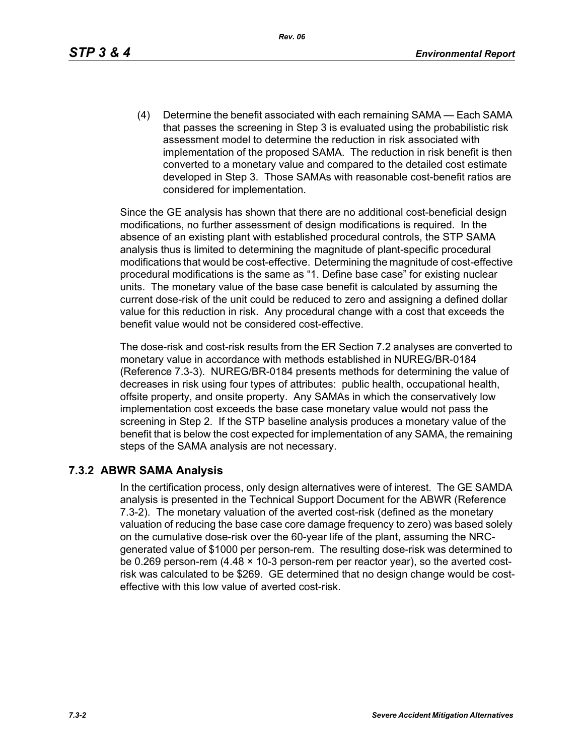(4) Determine the benefit associated with each remaining SAMA — Each SAMA that passes the screening in Step 3 is evaluated using the probabilistic risk assessment model to determine the reduction in risk associated with implementation of the proposed SAMA. The reduction in risk benefit is then converted to a monetary value and compared to the detailed cost estimate developed in Step 3. Those SAMAs with reasonable cost-benefit ratios are considered for implementation.

Since the GE analysis has shown that there are no additional cost-beneficial design modifications, no further assessment of design modifications is required. In the absence of an existing plant with established procedural controls, the STP SAMA analysis thus is limited to determining the magnitude of plant-specific procedural modifications that would be cost-effective. Determining the magnitude of cost-effective procedural modifications is the same as "1. Define base case" for existing nuclear units. The monetary value of the base case benefit is calculated by assuming the current dose-risk of the unit could be reduced to zero and assigning a defined dollar value for this reduction in risk. Any procedural change with a cost that exceeds the benefit value would not be considered cost-effective.

The dose-risk and cost-risk results from the ER Section 7.2 analyses are converted to monetary value in accordance with methods established in NUREG/BR-0184 (Reference 7.3-3). NUREG/BR-0184 presents methods for determining the value of decreases in risk using four types of attributes: public health, occupational health, offsite property, and onsite property. Any SAMAs in which the conservatively low implementation cost exceeds the base case monetary value would not pass the screening in Step 2. If the STP baseline analysis produces a monetary value of the benefit that is below the cost expected for implementation of any SAMA, the remaining steps of the SAMA analysis are not necessary.

## 7.3.2 ABWR SAMA Analysis

In the certification process, only design alternatives were of interest. The GE SAMDA analysis is presented in the Technical Support Document for the ABWR (Reference 7.3-2). The monetary valuation of the averted cost-risk (defined as the monetary valuation of reducing the base case core damage frequency to zero) was based solely on the cumulative dose-risk over the 60-year life of the plant, assuming the NRC-generated value of $1000 per person-rem. The resulting dose-risk was determined to be 0.269 person-rem ($4.48 \times 10^{-3}$ person-rem per reactor year), so the averted cost-risk was calculated to be $269. GE determined that no design change would be cost-effective with this low value of averted cost-risk.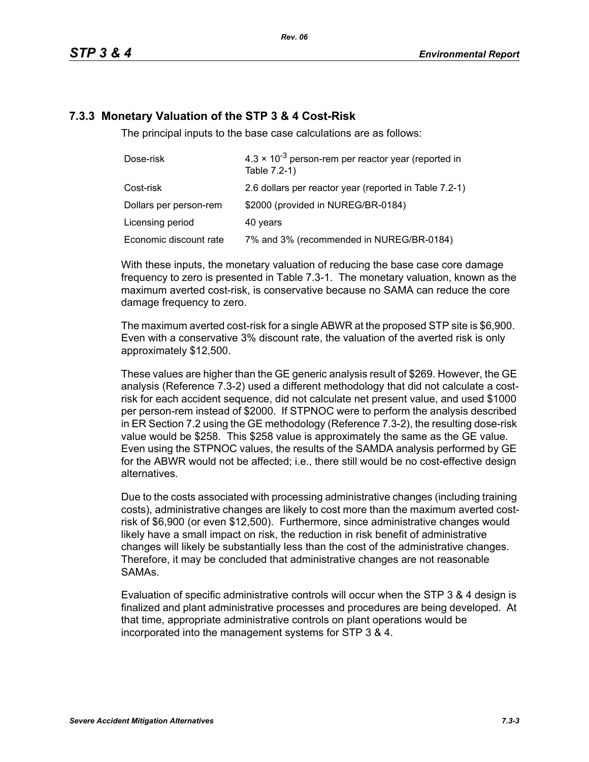### 7.3.3 Monetary Valuation of the STP 3 & 4 Cost-Risk

The principal inputs to the base case calculations are as follows:

| | |
|---|---|
| Dose-risk | $4.3 \times 10^{-3}$ person-rem per reactor year (reported in Table 7.2-1) |
| Cost-risk | 2.6 dollars per reactor year (reported in Table 7.2-1) |
| Dollars per person-rem | $2000 (provided in NUREG/BR-0184) |
| Licensing period | 40 years |
| Economic discount rate | 7% and 3% (recommended in NUREG/BR-0184) |

With these inputs, the monetary valuation of reducing the base case core damage frequency to zero is presented in Table 7.3-1. The monetary valuation, known as the maximum averted cost-risk, is conservative because no SAMA can reduce the core damage frequency to zero.

The maximum averted cost-risk for a single ABWR at the proposed STP site is $6,900. Even with a conservative 3% discount rate, the valuation of the averted risk is only approximately $12,500.

These values are higher than the GE generic analysis result of $269. However, the GE analysis (Reference 7.3-2) used a different methodology that did not calculate a cost-risk for each accident sequence, did not calculate net present value, and used $1000 per person-rem instead of $2000. If STPNOC were to perform the analysis described in ER Section 7.2 using the GE methodology (Reference 7.3-2), the resulting dose-risk value would be $258. This $258 value is approximately the same as the GE value. Even using the STPNOC values, the results of the SAMDA analysis performed by GE for the ABWR would not be affected; i.e., there still would be no cost-effective design alternatives.

Due to the costs associated with processing administrative changes (including training costs), administrative changes are likely to cost more than the maximum averted cost-risk of $6,900 (or even $12,500). Furthermore, since administrative changes would likely have a small impact on risk, the reduction in risk benefit of administrative changes will likely be substantially less than the cost of the administrative changes. Therefore, it may be concluded that administrative changes are not reasonable SAMAs.

Evaluation of specific administrative controls will occur when the STP 3 & 4 design is finalized and plant administrative processes and procedures are being developed. At that time, appropriate administrative controls on plant operations would be incorporated into the management systems for STP 3 & 4.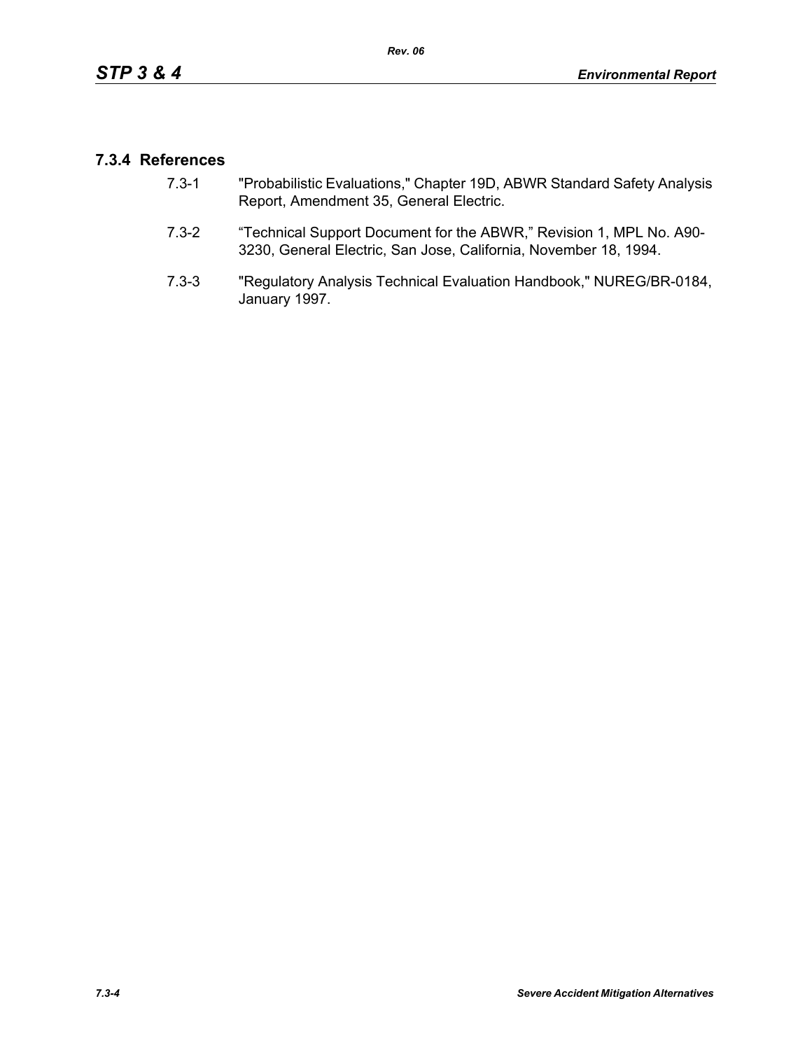### 7.3.4 References

7.3-1 "Probabilistic Evaluations," Chapter 19D, ABWR Standard Safety Analysis Report, Amendment 35, General Electric.

7.3-2 "Technical Support Document for the ABWR," Revision 1, MPL No. A90-3230, General Electric, San Jose, California, November 18, 1994.

7.3-3 "Regulatory Analysis Technical Evaluation Handbook," NUREG/BR-0184, January 1997.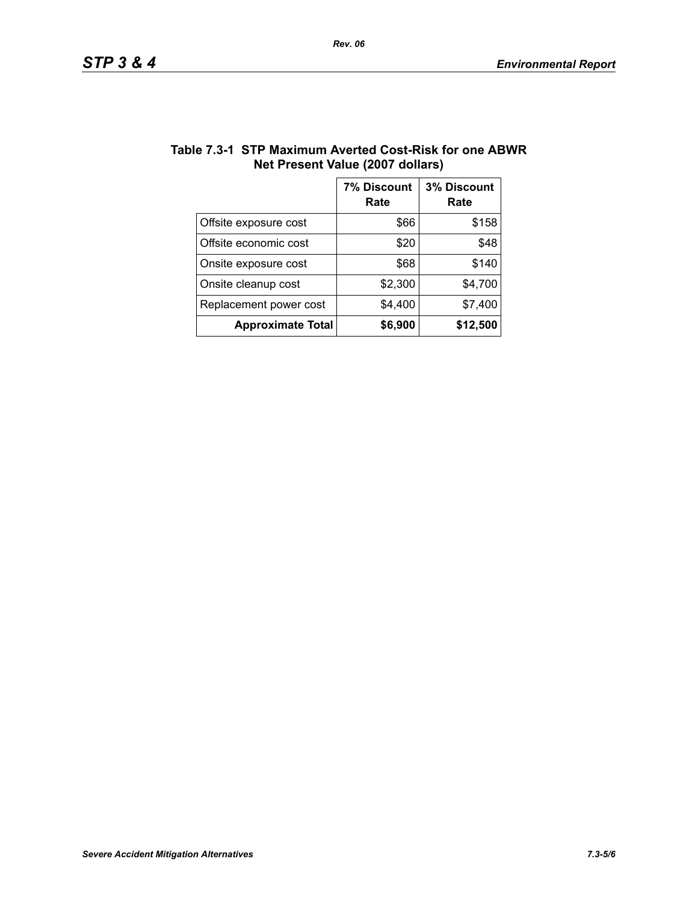**Table 7.3-1 STP Maximum Averted Cost-Risk for one ABWR Net Present Value (2007 dollars)**

| | 7% Discount Rate | 3% Discount Rate |
|---|---|---|
| Offsite exposure cost | $66 | $158 |
| Offsite economic cost | $20 | $48 |
| Onsite exposure cost | $68 | $140 |
| Onsite cleanup cost | $2,300 | $4,700 |
| Replacement power cost | $4,400 | $7,400 |
| **Approximate Total** | **$6,900** | **$12,500** |